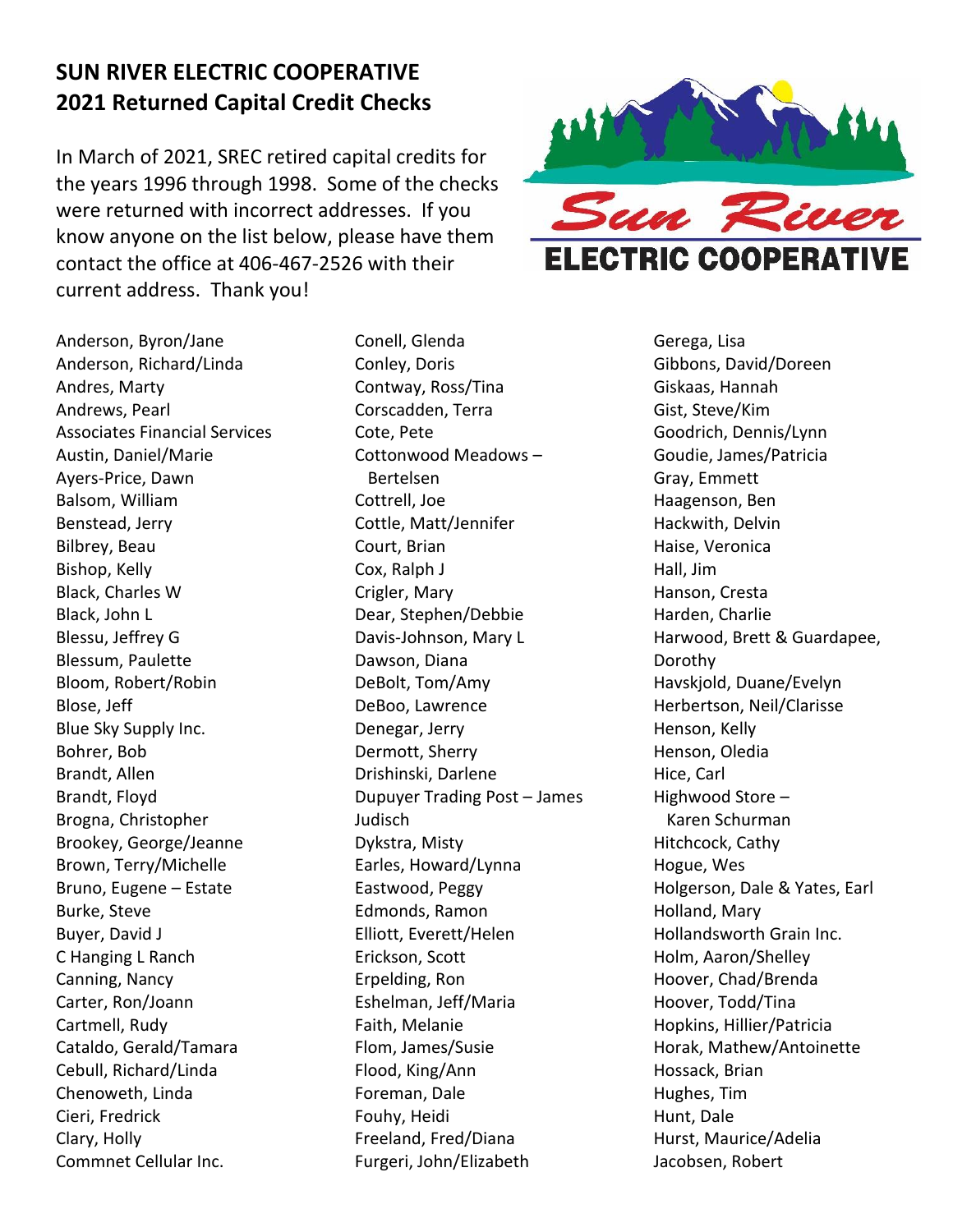**SUN RIVER ELECTRIC COOPERATIVE**
**2021 Returned Capital Credit Checks**

In March of 2021, SREC retired capital credits for the years 1996 through 1998. Some of the checks were returned with incorrect addresses. If you know anyone on the list below, please have them contact the office at 406-467-2526 with their current address. Thank you!

Anderson, Byron/Jane
Anderson, Richard/Linda
Andres, Marty
Andrews, Pearl
Associates Financial Services
Austin, Daniel/Marie
Ayers-Price, Dawn
Balsom, William
Benstead, Jerry
Bilbrey, Beau
Bishop, Kelly
Black, Charles W
Black, John L
Blessu, Jeffrey G
Blessum, Paulette
Bloom, Robert/Robin
Blose, Jeff
Blue Sky Supply Inc.
Bohrer, Bob
Brandt, Allen
Brandt, Floyd
Brogna, Christopher
Brookey, George/Jeanne
Brown, Terry/Michelle
Bruno, Eugene – Estate
Burke, Steve
Buyer, David J
C Hanging L Ranch
Canning, Nancy
Carter, Ron/Joann
Cartmell, Rudy
Cataldo, Gerald/Tamara
Cebull, Richard/Linda
Chenoweth, Linda
Cieri, Fredrick
Clary, Holly
Commnet Cellular Inc.
Conell, Glenda
Conley, Doris
Contway, Ross/Tina
Corscadden, Terra
Cote, Pete
Cottonwood Meadows – Bertelsen
Cottrell, Joe
Cottle, Matt/Jennifer
Court, Brian
Cox, Ralph J
Crigler, Mary
Dear, Stephen/Debbie
Davis-Johnson, Mary L
Dawson, Diana
DeBolt, Tom/Amy
DeBoo, Lawrence
Denegar, Jerry
Dermott, Sherry
Drishinski, Darlene
Dupuyer Trading Post – James Judisch
Dykstra, Misty
Earles, Howard/Lynna
Eastwood, Peggy
Edmonds, Ramon
Elliott, Everett/Helen
Erickson, Scott
Erpelding, Ron
Eshelman, Jeff/Maria
Faith, Melanie
Flom, James/Susie
Flood, King/Ann
Foreman, Dale
Fouhy, Heidi
Freeland, Fred/Diana
Furgeri, John/Elizabeth
Gerega, Lisa
Gibbons, David/Doreen
Giskaas, Hannah
Gist, Steve/Kim
Goodrich, Dennis/Lynn
Goudie, James/Patricia
Gray, Emmett
Haagenson, Ben
Hackwith, Delvin
Haise, Veronica
Hall, Jim
Hanson, Cresta
Harden, Charlie
Harwood, Brett & Guardapee, Dorothy
Havskjold, Duane/Evelyn
Herbertson, Neil/Clarisse
Henson, Kelly
Henson, Oledia
Hice, Carl
Highwood Store – Karen Schurman
Hitchcock, Cathy
Hogue, Wes
Holgerson, Dale & Yates, Earl
Holland, Mary
Hollandsworth Grain Inc.
Holm, Aaron/Shelley
Hoover, Chad/Brenda
Hoover, Todd/Tina
Hopkins, Hillier/Patricia
Horak, Mathew/Antoinette
Hossack, Brian
Hughes, Tim
Hunt, Dale
Hurst, Maurice/Adelia
Jacobsen, Robert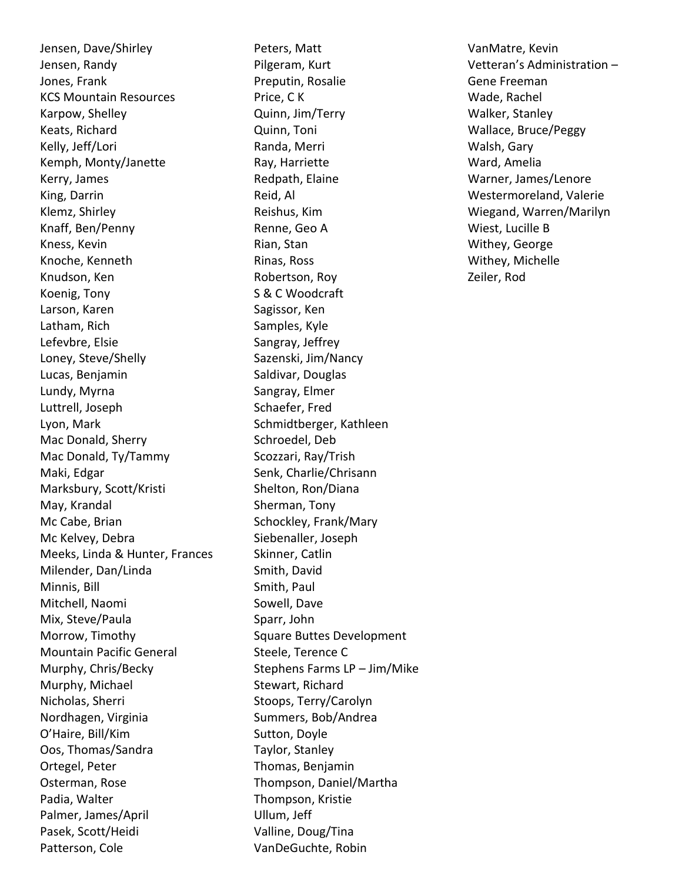Jensen, Dave/Shirley
Jensen, Randy
Jones, Frank
KCS Mountain Resources
Karpow, Shelley
Keats, Richard
Kelly, Jeff/Lori
Kemph, Monty/Janette
Kerry, James
King, Darrin
Klemz, Shirley
Knaff, Ben/Penny
Kness, Kevin
Knoche, Kenneth
Knudson, Ken
Koenig, Tony
Larson, Karen
Latham, Rich
Lefevbre, Elsie
Loney, Steve/Shelly
Lucas, Benjamin
Lundy, Myrna
Luttrell, Joseph
Lyon, Mark
Mac Donald, Sherry
Mac Donald, Ty/Tammy
Maki, Edgar
Marksbury, Scott/Kristi
May, Krandal
Mc Cabe, Brian
Mc Kelvey, Debra
Meeks, Linda & Hunter, Frances
Milender, Dan/Linda
Minnis, Bill
Mitchell, Naomi
Mix, Steve/Paula
Morrow, Timothy
Mountain Pacific General
Murphy, Chris/Becky
Murphy, Michael
Nicholas, Sherri
Nordhagen, Virginia
O'Haire, Bill/Kim
Oos, Thomas/Sandra
Ortegel, Peter
Osterman, Rose
Padia, Walter
Palmer, James/April
Pasek, Scott/Heidi
Patterson, Cole
Peters, Matt
Pilgeram, Kurt
Preputin, Rosalie
Price, C K
Quinn, Jim/Terry
Quinn, Toni
Randa, Merri
Ray, Harriette
Redpath, Elaine
Reid, Al
Reishus, Kim
Renne, Geo A
Rian, Stan
Rinas, Ross
Robertson, Roy
S & C Woodcraft
Sagissor, Ken
Samples, Kyle
Sangray, Jeffrey
Sazenski, Jim/Nancy
Saldivar, Douglas
Sangray, Elmer
Schaefer, Fred
Schmidtberger, Kathleen
Schroedel, Deb
Scozzari, Ray/Trish
Senk, Charlie/Chrisann
Shelton, Ron/Diana
Sherman, Tony
Schockley, Frank/Mary
Siebenaller, Joseph
Skinner, Catlin
Smith, David
Smith, Paul
Sowell, Dave
Sparr, John
Square Buttes Development
Steele, Terence C
Stephens Farms LP – Jim/Mike
Stewart, Richard
Stoops, Terry/Carolyn
Summers, Bob/Andrea
Sutton, Doyle
Taylor, Stanley
Thomas, Benjamin
Thompson, Daniel/Martha
Thompson, Kristie
Ullum, Jeff
Valline, Doug/Tina
VanDeGuchte, Robin
VanMatre, Kevin
Vetteran's Administration – Gene Freeman
Wade, Rachel
Walker, Stanley
Wallace, Bruce/Peggy
Walsh, Gary
Ward, Amelia
Warner, James/Lenore
Westermoreland, Valerie
Wiegand, Warren/Marilyn
Wiest, Lucille B
Withey, George
Withey, Michelle
Zeiler, Rod